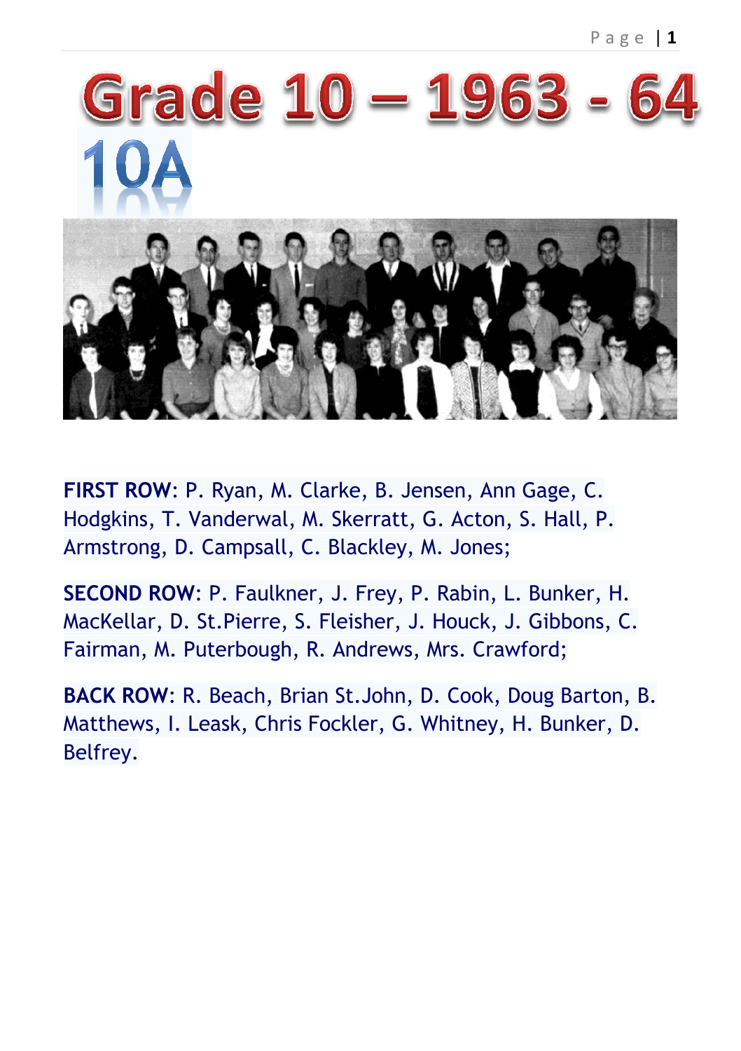# Grade 10 – 1963 - 64

## 10A

**FIRST ROW**: P. Ryan, M. Clarke, B. Jensen, Ann Gage, C. Hodgkins, T. Vanderwal, M. Skerratt, G. Acton, S. Hall, P. Armstrong, D. Campsall, C. Blackley, M. Jones;

**SECOND ROW**: P. Faulkner, J. Frey, P. Rabin, L. Bunker, H. MacKellar, D. St.Pierre, S. Fleisher, J. Houck, J. Gibbons, C. Fairman, M. Puterbough, R. Andrews, Mrs. Crawford;

**BACK ROW**: R. Beach, Brian St.John, D. Cook, Doug Barton, B. Matthews, I. Leask, Chris Fockler, G. Whitney, H. Bunker, D. Belfrey.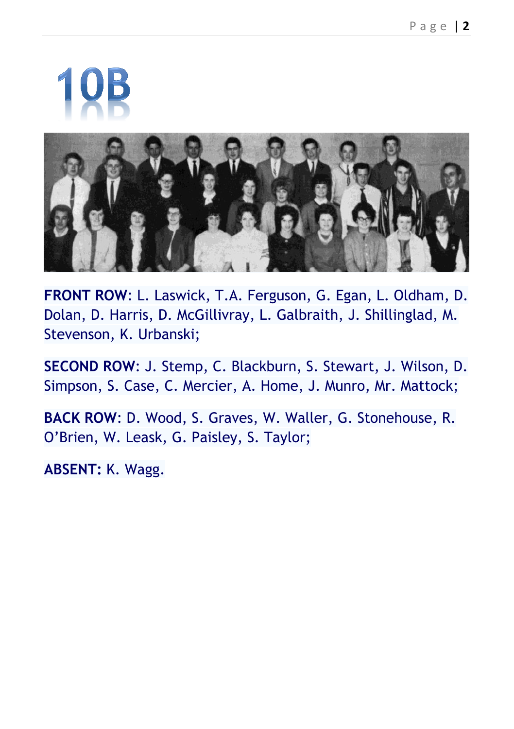# 10B

**FRONT ROW**: L. Laswick, T.A. Ferguson, G. Egan, L. Oldham, D. Dolan, D. Harris, D. McGillivray, L. Galbraith, J. Shillinglad, M. Stevenson, K. Urbanski;

**SECOND ROW**: J. Stemp, C. Blackburn, S. Stewart, J. Wilson, D. Simpson, S. Case, C. Mercier, A. Home, J. Munro, Mr. Mattock;

**BACK ROW**: D. Wood, S. Graves, W. Waller, G. Stonehouse, R. O'Brien, W. Leask, G. Paisley, S. Taylor;

**ABSENT:** K. Wagg.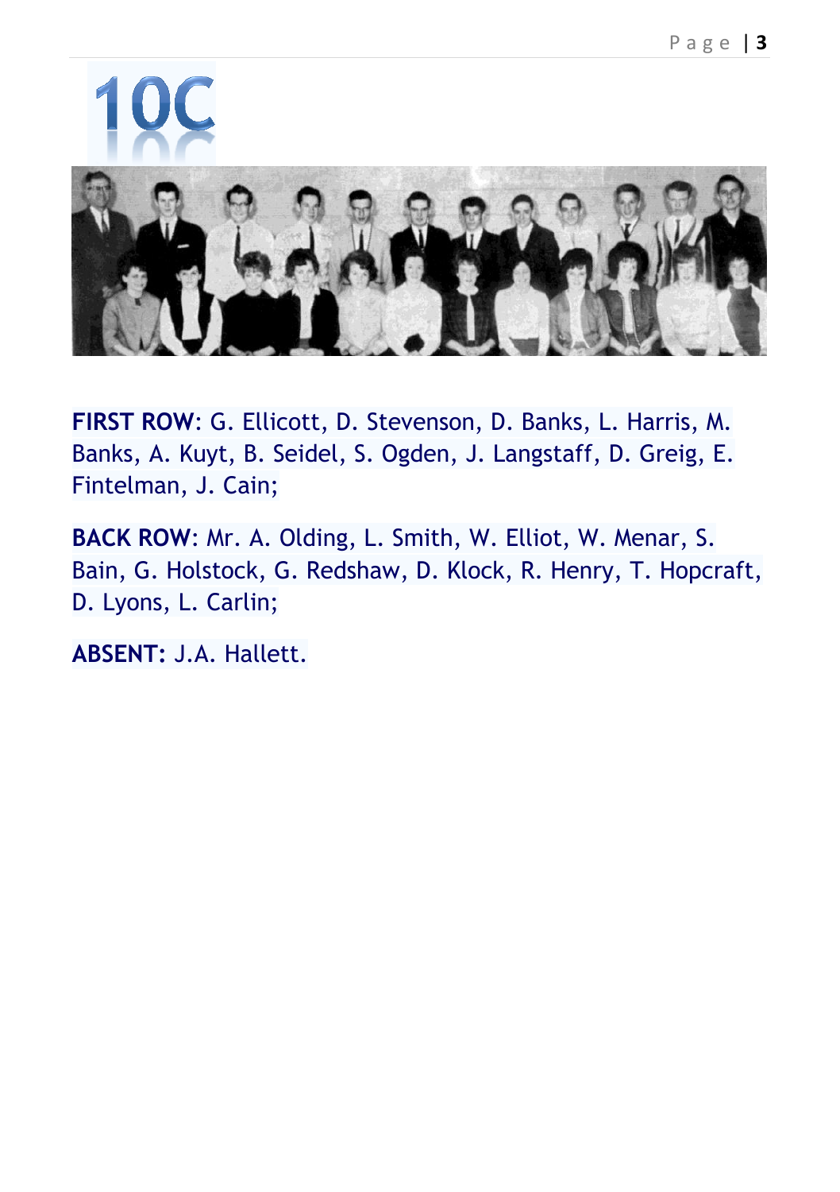# 10C

**FIRST ROW**: G. Ellicott, D. Stevenson, D. Banks, L. Harris, M. Banks, A. Kuyt, B. Seidel, S. Ogden, J. Langstaff, D. Greig, E. Fintelman, J. Cain;

**BACK ROW**: Mr. A. Olding, L. Smith, W. Elliot, W. Menar, S. Bain, G. Holstock, G. Redshaw, D. Klock, R. Henry, T. Hopcraft, D. Lyons, L. Carlin;

**ABSENT:** J.A. Hallett.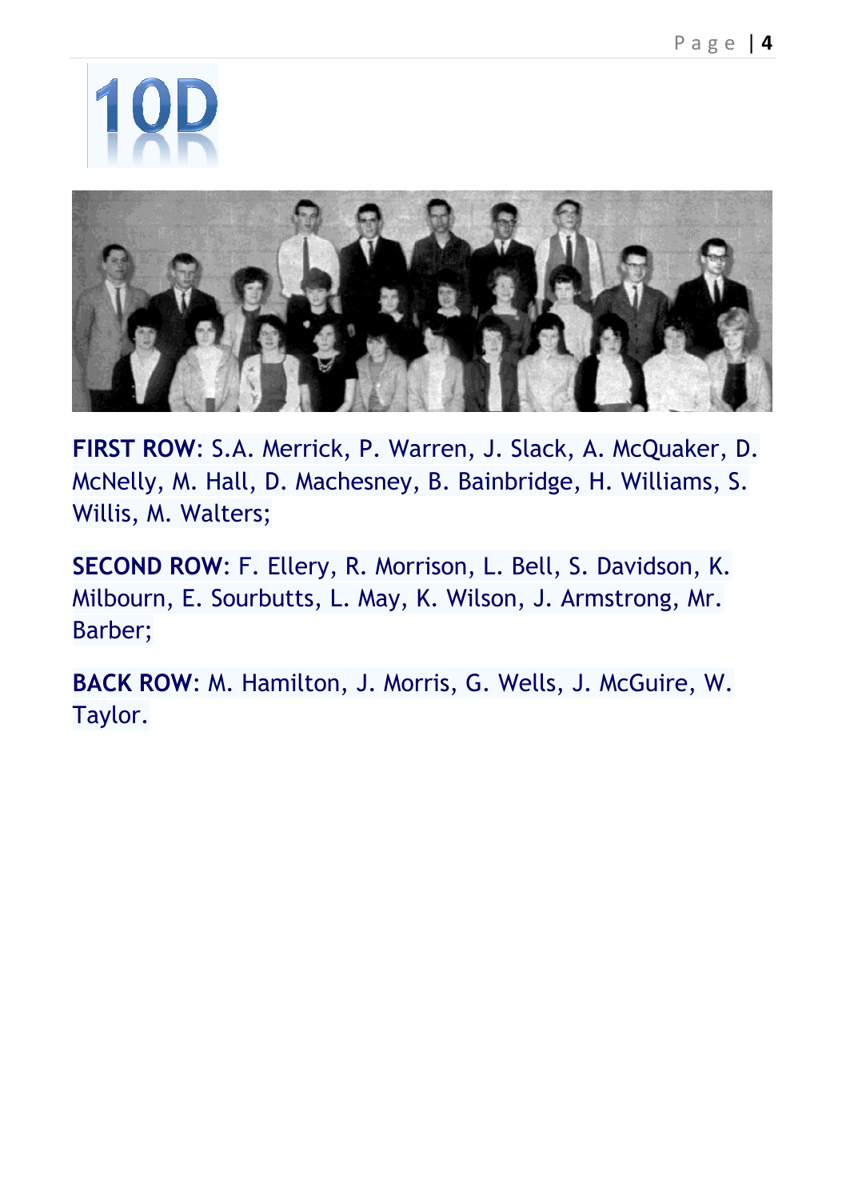# 10D

**FIRST ROW**: S.A. Merrick, P. Warren, J. Slack, A. McQuaker, D. McNelly, M. Hall, D. Machesney, B. Bainbridge, H. Williams, S. Willis, M. Walters;

**SECOND ROW**: F. Ellery, R. Morrison, L. Bell, S. Davidson, K. Milbourn, E. Sourbutts, L. May, K. Wilson, J. Armstrong, Mr. Barber;

**BACK ROW**: M. Hamilton, J. Morris, G. Wells, J. McGuire, W. Taylor.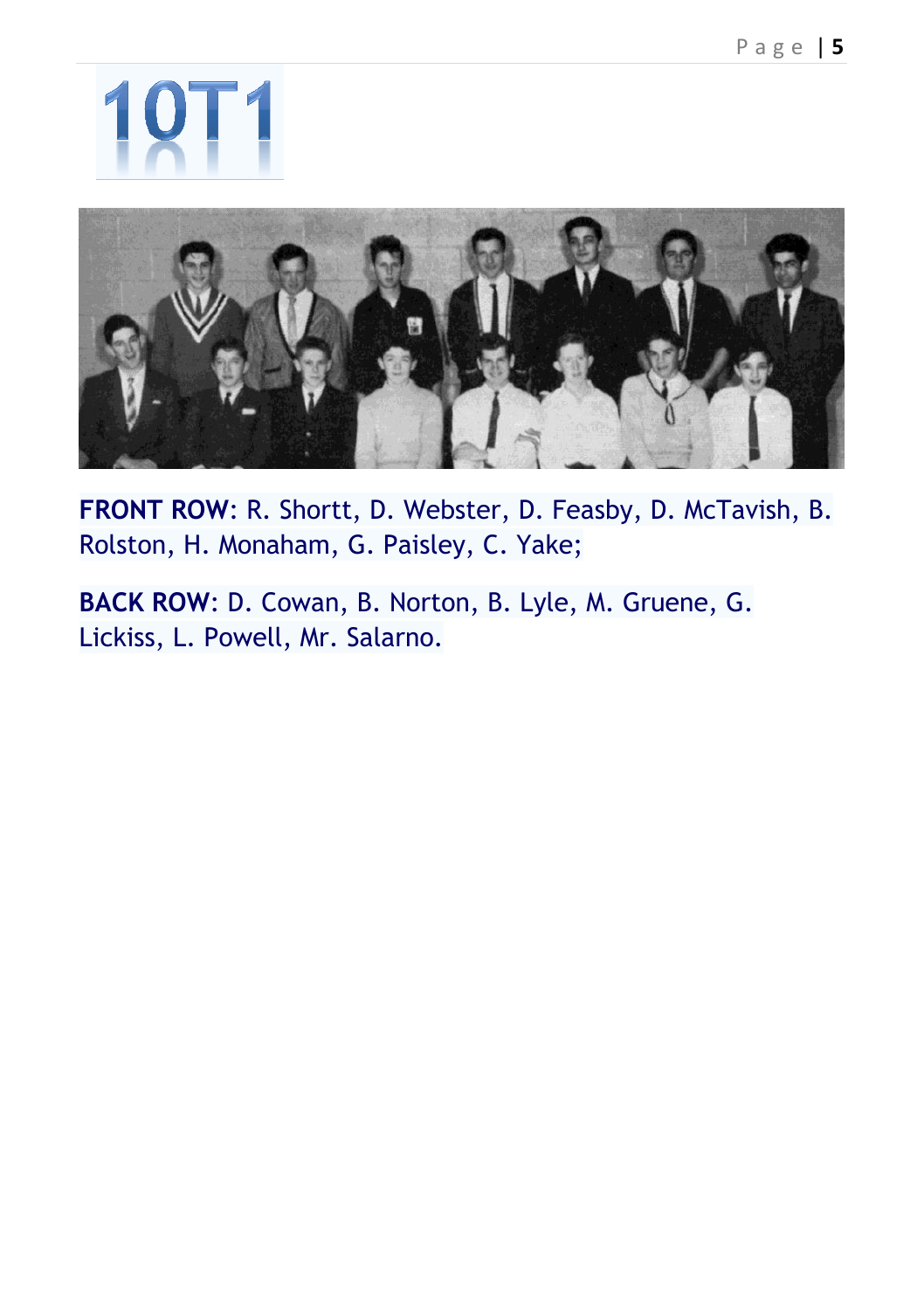# 10T1

**FRONT ROW**: R. Shortt, D. Webster, D. Feasby, D. McTavish, B. Rolston, H. Monaham, G. Paisley, C. Yake;

**BACK ROW**: D. Cowan, B. Norton, B. Lyle, M. Gruene, G. Lickiss, L. Powell, Mr. Salarno.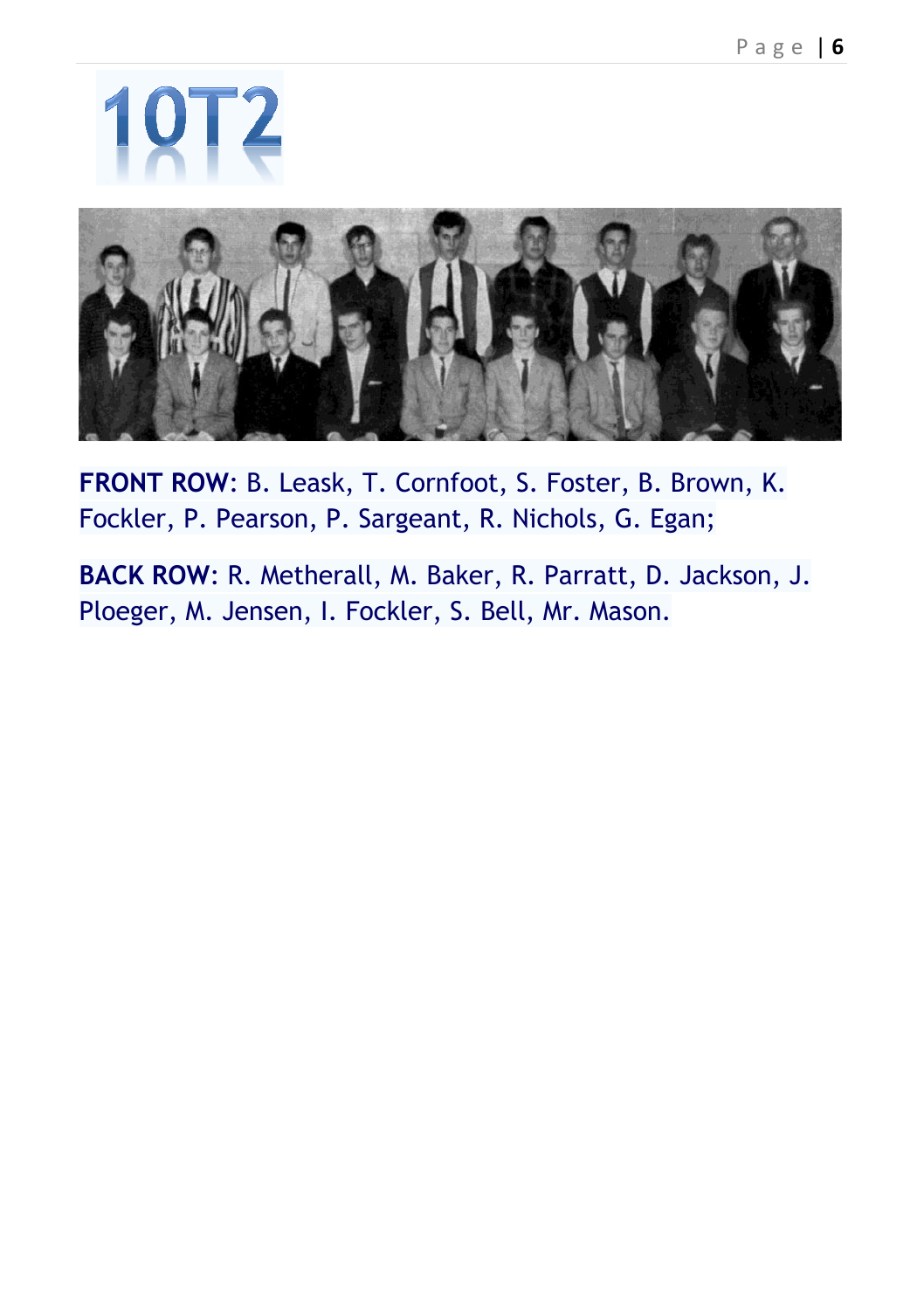# 10T2

**FRONT ROW**: B. Leask, T. Cornfoot, S. Foster, B. Brown, K. Fockler, P. Pearson, P. Sargeant, R. Nichols, G. Egan;

**BACK ROW**: R. Metherall, M. Baker, R. Parratt, D. Jackson, J. Ploeger, M. Jensen, I. Fockler, S. Bell, Mr. Mason.